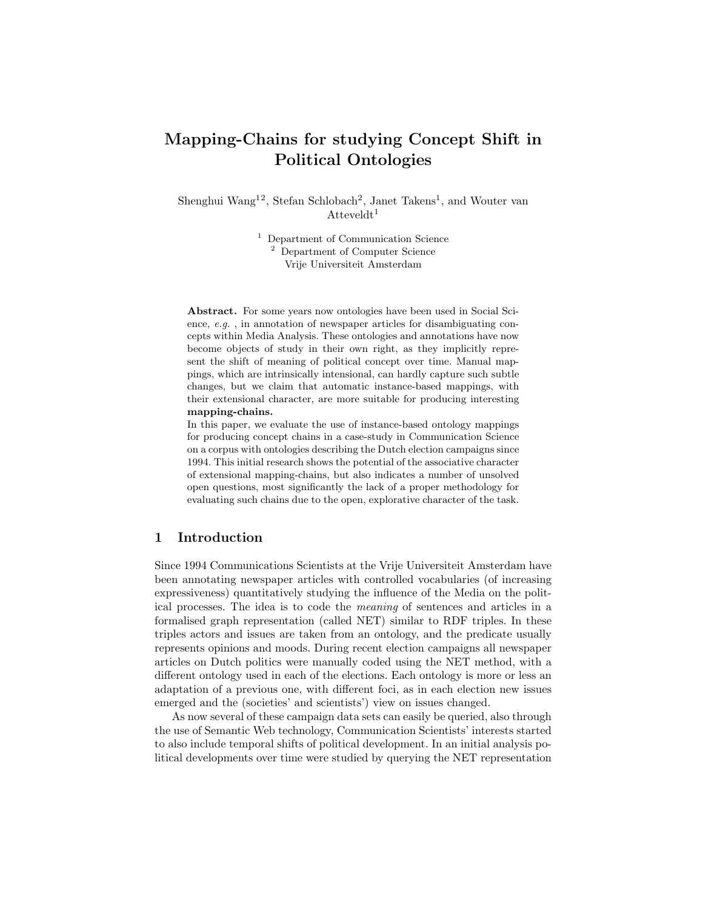# Mapping-Chains for studying Concept Shift in Political Ontologies

Shenghui Wang[1,2], Stefan Schlobach[2], Janet Takens[1], and Wouter van Atteveldt[1]

[1] Department of Communication Science
[2] Department of Computer Science
Vrije Universiteit Amsterdam

**Abstract.** For some years now ontologies have been used in Social Science, *e.g.* , in annotation of newspaper articles for disambiguating concepts within Media Analysis. These ontologies and annotations have now become objects of study in their own right, as they implicitly represent the shift of meaning of political concept over time. Manual mappings, which are intrinsically intensional, can hardly capture such subtle changes, but we claim that automatic instance-based mappings, with their extensional character, are more suitable for producing interesting **mapping-chains.**
In this paper, we evaluate the use of instance-based ontology mappings for producing concept chains in a case-study in Communication Science on a corpus with ontologies describing the Dutch election campaigns since 1994. This initial research shows the potential of the associative character of extensional mapping-chains, but also indicates a number of unsolved open questions, most significantly the lack of a proper methodology for evaluating such chains due to the open, explorative character of the task.

## 1 Introduction

Since 1994 Communications Scientists at the Vrije Universiteit Amsterdam have been annotating newspaper articles with controlled vocabularies (of increasing expressiveness) quantitatively studying the influence of the Media on the political processes. The idea is to code the *meaning* of sentences and articles in a formalised graph representation (called NET) similar to RDF triples. In these triples actors and issues are taken from an ontology, and the predicate usually represents opinions and moods. During recent election campaigns all newspaper articles on Dutch politics were manually coded using the NET method, with a different ontology used in each of the elections. Each ontology is more or less an adaptation of a previous one, with different foci, as in each election new issues emerged and the (societies' and scientists') view on issues changed.

As now several of these campaign data sets can easily be queried, also through the use of Semantic Web technology, Communication Scientists' interests started to also include temporal shifts of political development. In an initial analysis political developments over time were studied by querying the NET representation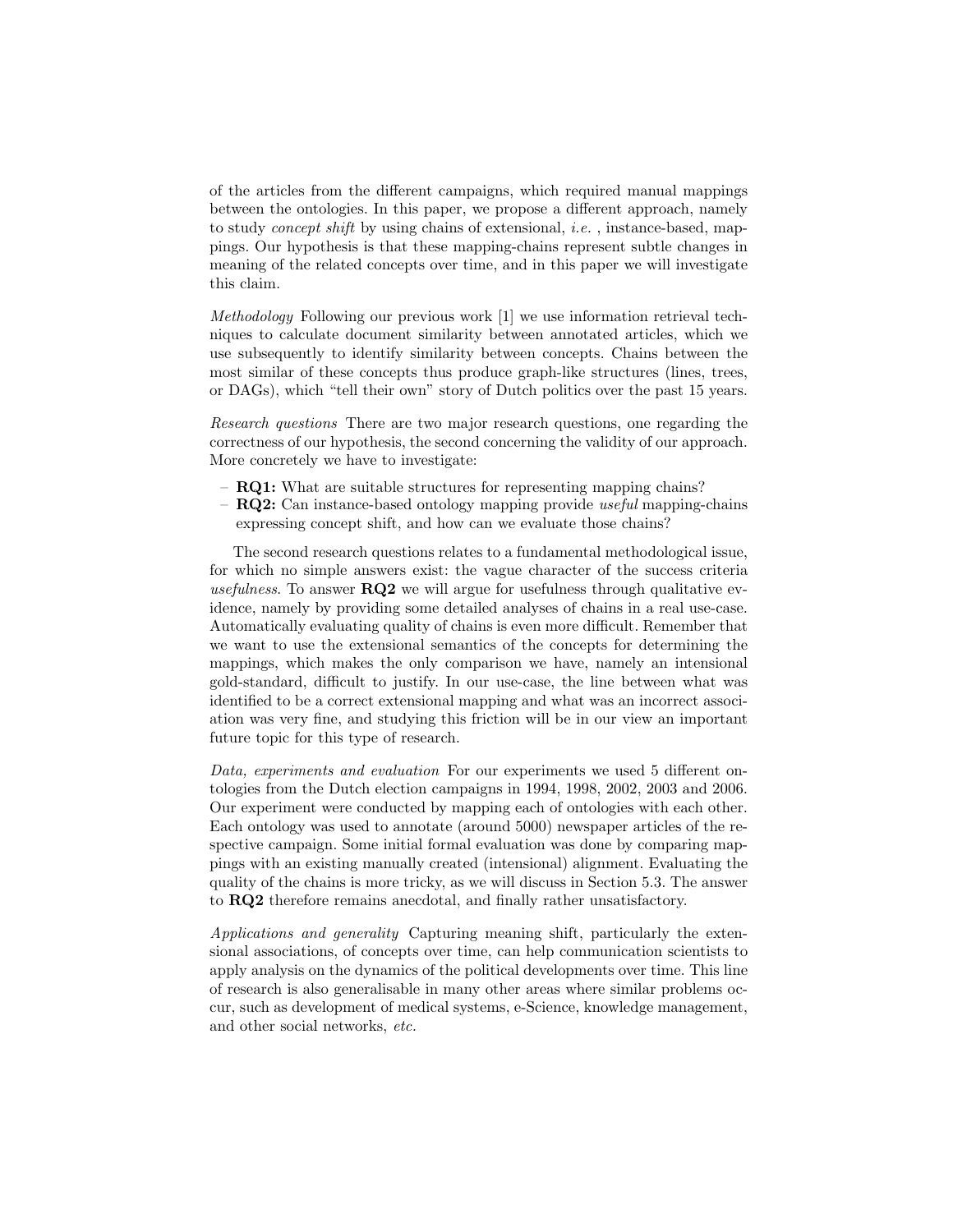of the articles from the different campaigns, which required manual mappings between the ontologies. In this paper, we propose a different approach, namely to study *concept shift* by using chains of extensional, *i.e.* , instance-based, mappings. Our hypothesis is that these mapping-chains represent subtle changes in meaning of the related concepts over time, and in this paper we will investigate this claim.

*Methodology* Following our previous work [1] we use information retrieval techniques to calculate document similarity between annotated articles, which we use subsequently to identify similarity between concepts. Chains between the most similar of these concepts thus produce graph-like structures (lines, trees, or DAGs), which "tell their own" story of Dutch politics over the past 15 years.

*Research questions* There are two major research questions, one regarding the correctness of our hypothesis, the second concerning the validity of our approach. More concretely we have to investigate:

- **RQ1:** What are suitable structures for representing mapping chains?
- **RQ2:** Can instance-based ontology mapping provide *useful* mapping-chains expressing concept shift, and how can we evaluate those chains?

The second research questions relates to a fundamental methodological issue, for which no simple answers exist: the vague character of the success criteria *usefulness*. To answer **RQ2** we will argue for usefulness through qualitative evidence, namely by providing some detailed analyses of chains in a real use-case. Automatically evaluating quality of chains is even more difficult. Remember that we want to use the extensional semantics of the concepts for determining the mappings, which makes the only comparison we have, namely an intensional gold-standard, difficult to justify. In our use-case, the line between what was identified to be a correct extensional mapping and what was an incorrect association was very fine, and studying this friction will be in our view an important future topic for this type of research.

*Data, experiments and evaluation* For our experiments we used 5 different ontologies from the Dutch election campaigns in 1994, 1998, 2002, 2003 and 2006. Our experiment were conducted by mapping each of ontologies with each other. Each ontology was used to annotate (around 5000) newspaper articles of the respective campaign. Some initial formal evaluation was done by comparing mappings with an existing manually created (intensional) alignment. Evaluating the quality of the chains is more tricky, as we will discuss in Section 5.3. The answer to **RQ2** therefore remains anecdotal, and finally rather unsatisfactory.

*Applications and generality* Capturing meaning shift, particularly the extensional associations, of concepts over time, can help communication scientists to apply analysis on the dynamics of the political developments over time. This line of research is also generalisable in many other areas where similar problems occur, such as development of medical systems, e-Science, knowledge management, and other social networks, *etc.*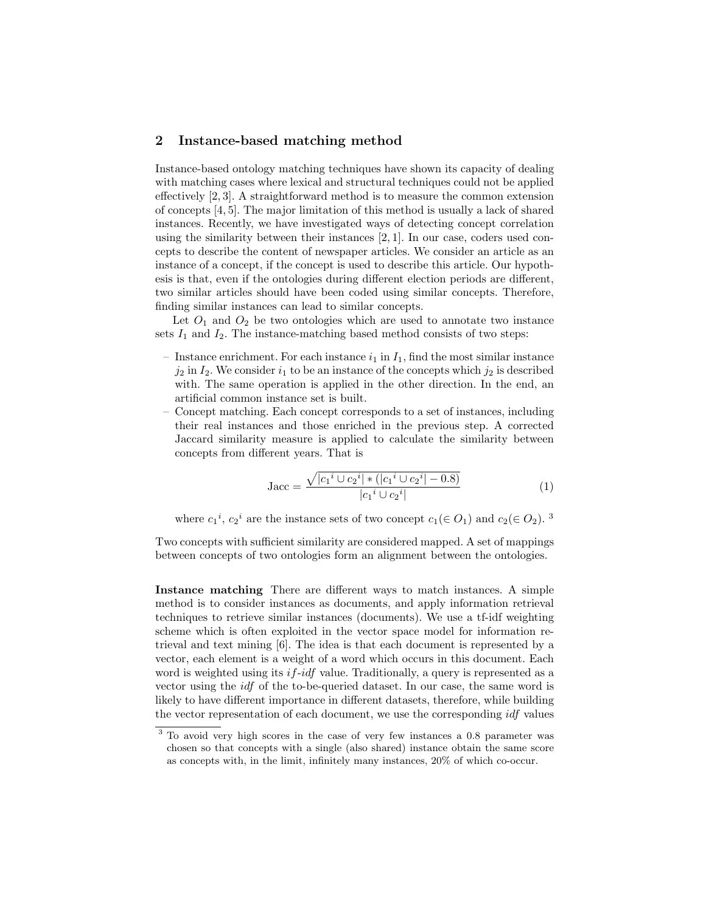## 2 Instance-based matching method

Instance-based ontology matching techniques have shown its capacity of dealing with matching cases where lexical and structural techniques could not be applied effectively [2, 3]. A straightforward method is to measure the common extension of concepts [4, 5]. The major limitation of this method is usually a lack of shared instances. Recently, we have investigated ways of detecting concept correlation using the similarity between their instances [2, 1]. In our case, coders used concepts to describe the content of newspaper articles. We consider an article as an instance of a concept, if the concept is used to describe this article. Our hypothesis is that, even if the ontologies during different election periods are different, two similar articles should have been coded using similar concepts. Therefore, finding similar instances can lead to similar concepts.

Let $O_1$ and $O_2$ be two ontologies which are used to annotate two instance sets $I_1$ and $I_2$. The instance-matching based method consists of two steps:

- Instance enrichment. For each instance $i_1$ in $I_1$, find the most similar instance $j_2$ in $I_2$. We consider $i_1$ to be an instance of the concepts which $j_2$ is described with. The same operation is applied in the other direction. In the end, an artificial common instance set is built.
- Concept matching. Each concept corresponds to a set of instances, including their real instances and those enriched in the previous step. A corrected Jaccard similarity measure is applied to calculate the similarity between concepts from different years. That is

$$\text{Jacc} = \frac{\sqrt{|{c_1}^i \cup {c_2}^i| * (|{c_1}^i \cup {c_2}^i| - 0.8)}}{|{c_1}^i \cup {c_2}^i|} \tag{1}$$

  where ${c_1}^i$, ${c_2}^i$ are the instance sets of two concept $c_1 (\in O_1)$ and $c_2 (\in O_2)$. [3]

Two concepts with sufficient similarity are considered mapped. A set of mappings between concepts of two ontologies form an alignment between the ontologies.

**Instance matching** There are different ways to match instances. A simple method is to consider instances as documents, and apply information retrieval techniques to retrieve similar instances (documents). We use a tf-idf weighting scheme which is often exploited in the vector space model for information retrieval and text mining [6]. The idea is that each document is represented by a vector, each element is a weight of a word which occurs in this document. Each word is weighted using its *if-idf* value. Traditionally, a query is represented as a vector using the *idf* of the to-be-queried dataset. In our case, the same word is likely to have different importance in different datasets, therefore, while building the vector representation of each document, we use the corresponding *idf* values

[3] To avoid very high scores in the case of very few instances a 0.8 parameter was chosen so that concepts with a single (also shared) instance obtain the same score as concepts with, in the limit, infinitely many instances, 20% of which co-occur.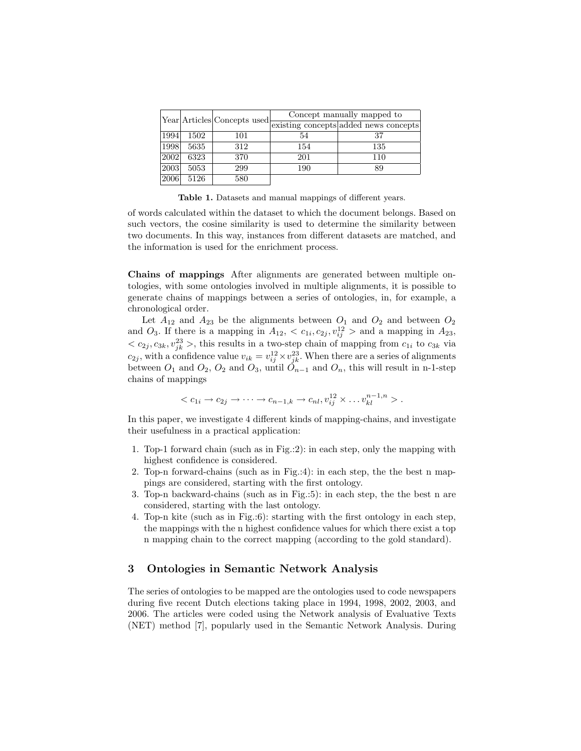| Year | Articles | Concepts used | Concept manually mapped to | |
|---|---|---|---|---|
| | | | existing concepts | added news concepts |
| 1994 | 1502 | 101 | 54 | 37 |
| 1998 | 5635 | 312 | 154 | 135 |
| 2002 | 6323 | 370 | 201 | 110 |
| 2003 | 5053 | 299 | 190 | 89 |
| 2006 | 5126 | 580 | | |

**Table 1.** Datasets and manual mappings of different years.

of words calculated within the dataset to which the document belongs. Based on such vectors, the cosine similarity is used to determine the similarity between two documents. In this way, instances from different datasets are matched, and the information is used for the enrichment process.

**Chains of mappings** After alignments are generated between multiple ontologies, with some ontologies involved in multiple alignments, it is possible to generate chains of mappings between a series of ontologies, in, for example, a chronological order.

Let $A_{12}$ and $A_{23}$ be the alignments between $O_1$ and $O_2$ and between $O_2$ and $O_3$. If there is a mapping in $A_{12}$, $< c_{1i}, c_{2j}, v_{ij}^{12} >$ and a mapping in $A_{23}$, $< c_{2j}, c_{3k}, v_{jk}^{23} >$, this results in a two-step chain of mapping from $c_{1i}$ to $c_{3k}$ via $c_{2j}$, with a confidence value $v_{ik} = v_{ij}^{12} \times v_{jk}^{23}$. When there are a series of alignments between $O_1$ and $O_2$, $O_2$ and $O_3$, until $O_{n-1}$ and $O_n$, this will result in n-1-step chains of mappings

$$< c_{1i} \rightarrow c_{2j} \rightarrow \cdots \rightarrow c_{n-1,k} \rightarrow c_{nl}, v_{ij}^{12} \times \dots v_{kl}^{n-1,n} > .$$

In this paper, we investigate 4 different kinds of mapping-chains, and investigate their usefulness in a practical application:

1. Top-1 forward chain (such as in Fig.:2): in each step, only the mapping with highest confidence is considered.
2. Top-n forward-chains (such as in Fig.:4): in each step, the the best n mappings are considered, starting with the first ontology.
3. Top-n backward-chains (such as in Fig.:5): in each step, the the best n are considered, starting with the last ontology.
4. Top-n kite (such as in Fig.:6): starting with the first ontology in each step, the mappings with the n highest confidence values for which there exist a top n mapping chain to the correct mapping (according to the gold standard).

## 3 Ontologies in Semantic Network Analysis

The series of ontologies to be mapped are the ontologies used to code newspapers during five recent Dutch elections taking place in 1994, 1998, 2002, 2003, and 2006. The articles were coded using the Network analysis of Evaluative Texts (NET) method [7], popularly used in the Semantic Network Analysis. During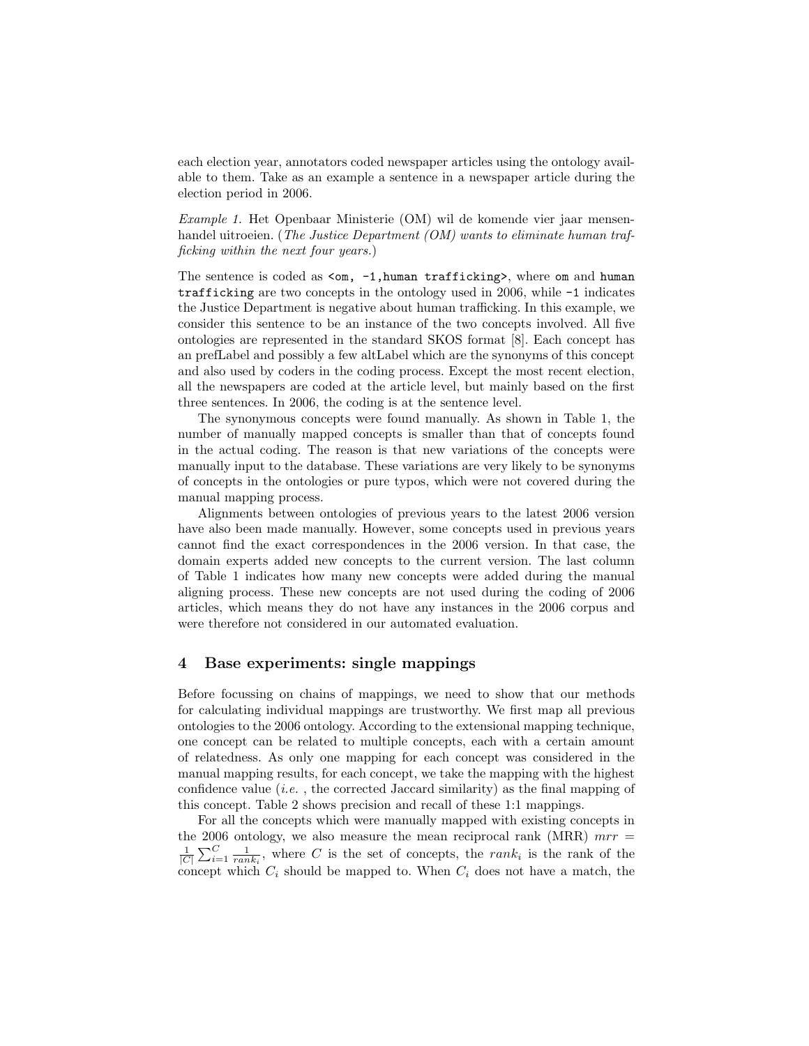each election year, annotators coded newspaper articles using the ontology available to them. Take as an example a sentence in a newspaper article during the election period in 2006.

*Example 1.* Het Openbaar Ministerie (OM) wil de komende vier jaar mensenhandel uitroeien. (*The Justice Department (OM) wants to eliminate human trafficking within the next four years.*)

The sentence is coded as `<om, -1,human trafficking>`, where `om` and `human trafficking` are two concepts in the ontology used in 2006, while `-1` indicates the Justice Department is negative about human trafficking. In this example, we consider this sentence to be an instance of the two concepts involved. All five ontologies are represented in the standard SKOS format [8]. Each concept has an prefLabel and possibly a few altLabel which are the synonyms of this concept and also used by coders in the coding process. Except the most recent election, all the newspapers are coded at the article level, but mainly based on the first three sentences. In 2006, the coding is at the sentence level.

The synonymous concepts were found manually. As shown in Table 1, the number of manually mapped concepts is smaller than that of concepts found in the actual coding. The reason is that new variations of the concepts were manually input to the database. These variations are very likely to be synonyms of concepts in the ontologies or pure typos, which were not covered during the manual mapping process.

Alignments between ontologies of previous years to the latest 2006 version have also been made manually. However, some concepts used in previous years cannot find the exact correspondences in the 2006 version. In that case, the domain experts added new concepts to the current version. The last column of Table 1 indicates how many new concepts were added during the manual aligning process. These new concepts are not used during the coding of 2006 articles, which means they do not have any instances in the 2006 corpus and were therefore not considered in our automated evaluation.

## 4 Base experiments: single mappings

Before focussing on chains of mappings, we need to show that our methods for calculating individual mappings are trustworthy. We first map all previous ontologies to the 2006 ontology. According to the extensional mapping technique, one concept can be related to multiple concepts, each with a certain amount of relatedness. As only one mapping for each concept was considered in the manual mapping results, for each concept, we take the mapping with the highest confidence value (*i.e.* , the corrected Jaccard similarity) as the final mapping of this concept. Table 2 shows precision and recall of these 1:1 mappings.

For all the concepts which were manually mapped with existing concepts in the 2006 ontology, we also measure the mean reciprocal rank (MRR) $mrr = \frac{1}{|C|}\sum_{i=1}^{C}\frac{1}{rank_i}$, where $C$ is the set of concepts, the $rank_i$ is the rank of the concept which $C_i$ should be mapped to. When $C_i$ does not have a match, the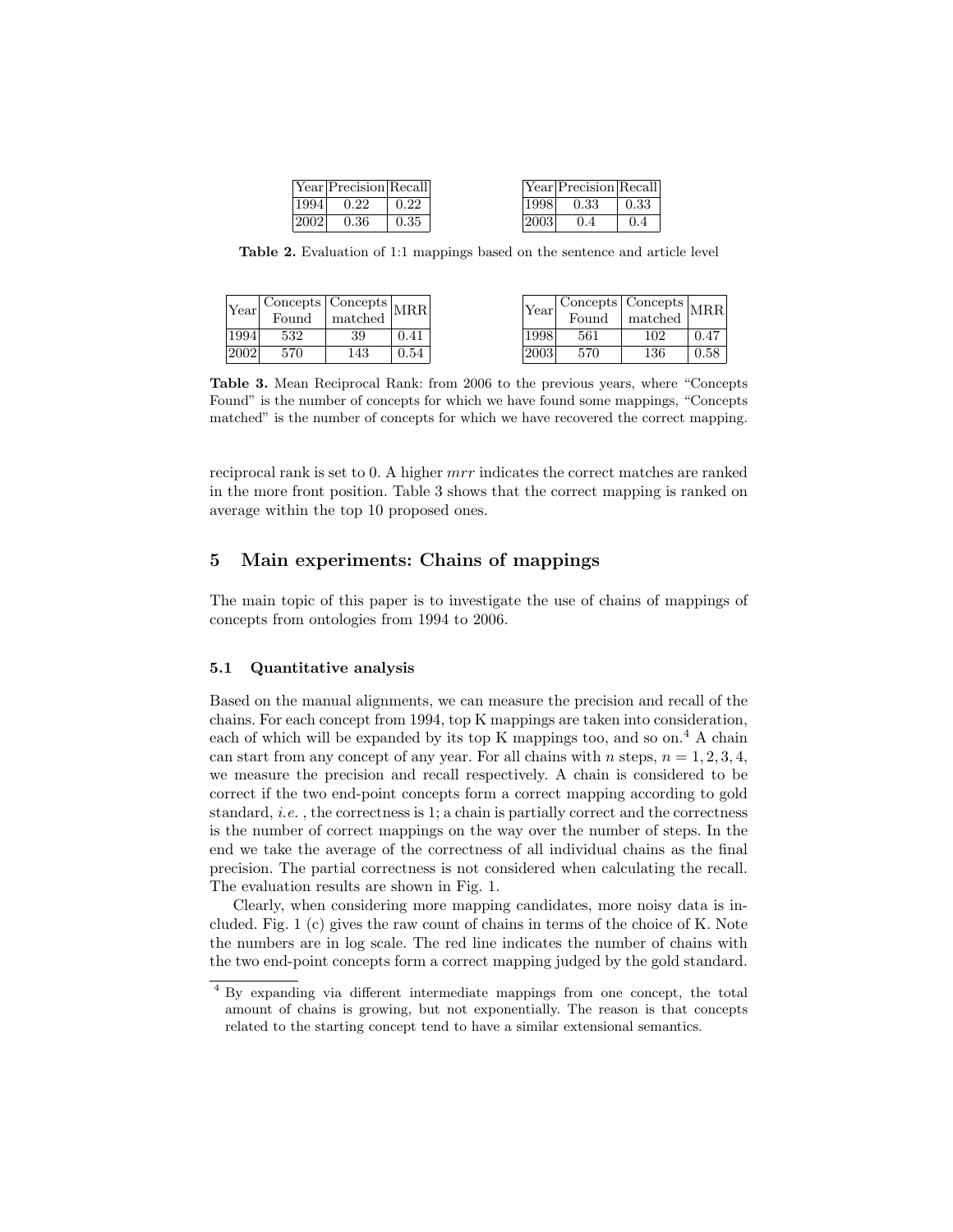| Year | Precision | Recall |
|---|---|---|
| 1994 | 0.22 | 0.22 |
| 2002 | 0.36 | 0.35 |

| Year | Precision | Recall |
|---|---|---|
| 1998 | 0.33 | 0.33 |
| 2003 | 0.4 | 0.4 |

**Table 2.** Evaluation of 1:1 mappings based on the sentence and article level

| Year | Concepts Found | Concepts matched | MRR |
|---|---|---|---|
| 1994 | 532 | 39 | 0.41 |
| 2002 | 570 | 143 | 0.54 |

| Year | Concepts Found | Concepts matched | MRR |
|---|---|---|---|
| 1998 | 561 | 102 | 0.47 |
| 2003 | 570 | 136 | 0.58 |

**Table 3.** Mean Reciprocal Rank: from 2006 to the previous years, where "Concepts Found" is the number of concepts for which we have found some mappings, "Concepts matched" is the number of concepts for which we have recovered the correct mapping.

reciprocal rank is set to 0. A higher $mrr$ indicates the correct matches are ranked in the more front position. Table 3 shows that the correct mapping is ranked on average within the top 10 proposed ones.

## 5 Main experiments: Chains of mappings

The main topic of this paper is to investigate the use of chains of mappings of concepts from ontologies from 1994 to 2006.

### 5.1 Quantitative analysis

Based on the manual alignments, we can measure the precision and recall of the chains. For each concept from 1994, top K mappings are taken into consideration, each of which will be expanded by its top K mappings too, and so on.[4] A chain can start from any concept of any year. For all chains with $n$ steps, $n = 1, 2, 3, 4$, we measure the precision and recall respectively. A chain is considered to be correct if the two end-point concepts form a correct mapping according to gold standard, *i.e.* , the correctness is 1; a chain is partially correct and the correctness is the number of correct mappings on the way over the number of steps. In the end we take the average of the correctness of all individual chains as the final precision. The partial correctness is not considered when calculating the recall. The evaluation results are shown in Fig. 1.

Clearly, when considering more mapping candidates, more noisy data is included. Fig. 1 (c) gives the raw count of chains in terms of the choice of K. Note the numbers are in log scale. The red line indicates the number of chains with the two end-point concepts form a correct mapping judged by the gold standard.

[4] By expanding via different intermediate mappings from one concept, the total amount of chains is growing, but not exponentially. The reason is that concepts related to the starting concept tend to have a similar extensional semantics.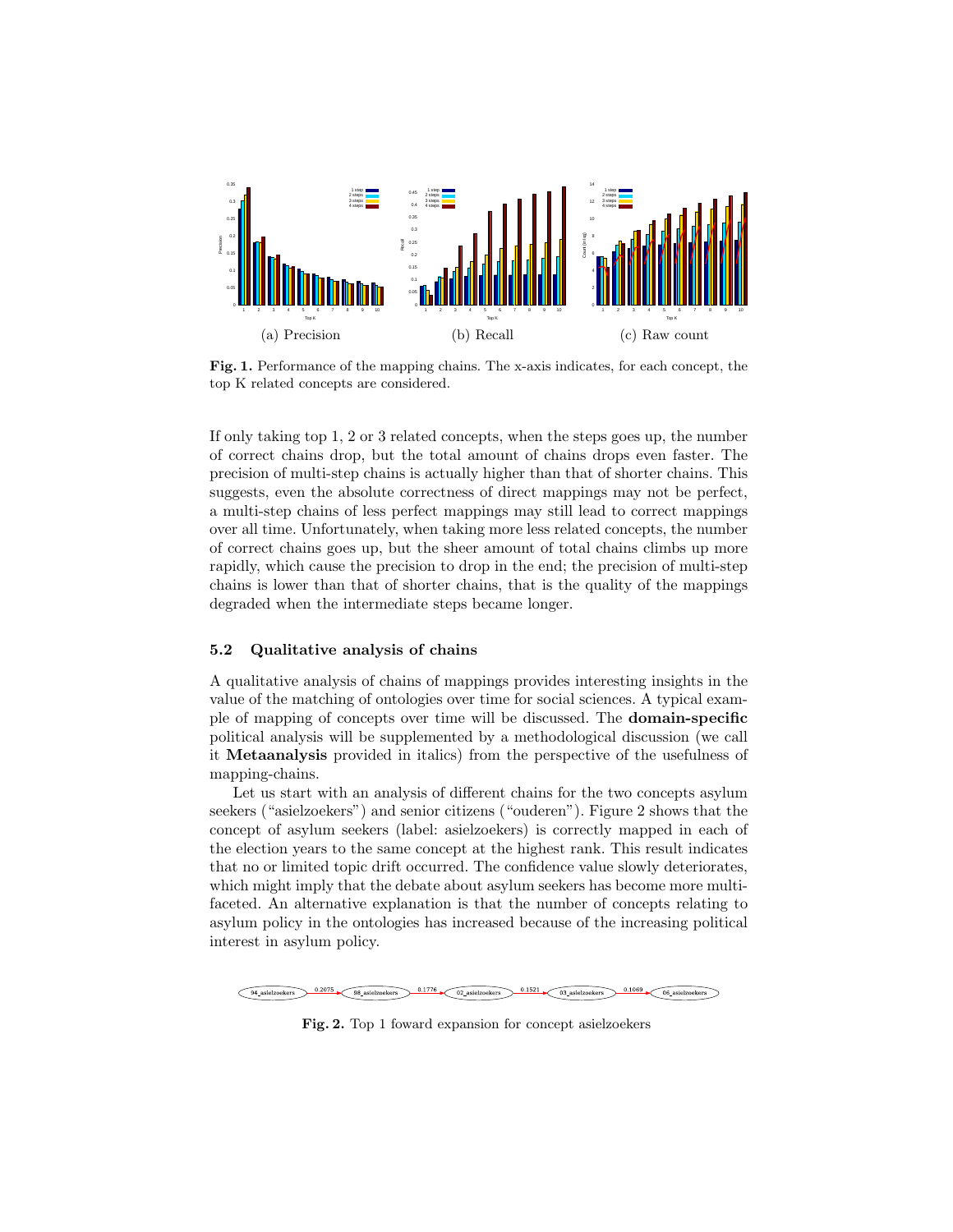(a) Precision (b) Recall (c) Raw count

**Fig. 1.** Performance of the mapping chains. The x-axis indicates, for each concept, the top K related concepts are considered.

If only taking top 1, 2 or 3 related concepts, when the steps goes up, the number of correct chains drop, but the total amount of chains drops even faster. The precision of multi-step chains is actually higher than that of shorter chains. This suggests, even the absolute correctness of direct mappings may not be perfect, a multi-step chains of less perfect mappings may still lead to correct mappings over all time. Unfortunately, when taking more less related concepts, the number of correct chains goes up, but the sheer amount of total chains climbs up more rapidly, which cause the precision to drop in the end; the precision of multi-step chains is lower than that of shorter chains, that is the quality of the mappings degraded when the intermediate steps became longer.

### 5.2 Qualitative analysis of chains

A qualitative analysis of chains of mappings provides interesting insights in the value of the matching of ontologies over time for social sciences. A typical example of mapping of concepts over time will be discussed. The **domain-specific** political analysis will be supplemented by a methodological discussion (we call it **Metaanalysis** provided in italics) from the perspective of the usefulness of mapping-chains.

Let us start with an analysis of different chains for the two concepts asylum seekers ("asielzoekers") and senior citizens ("ouderen"). Figure 2 shows that the concept of asylum seekers (label: asielzoekers) is correctly mapped in each of the election years to the same concept at the highest rank. This result indicates that no or limited topic drift occurred. The confidence value slowly deteriorates, which might imply that the debate about asylum seekers has become more multi-faceted. An alternative explanation is that the number of concepts relating to asylum policy in the ontologies has increased because of the increasing political interest in asylum policy.

94_asielzoekers → 0.2075 → 98_asielzoekers → 0.1776 → 02_asielzoekers → 0.1521 → 03_asielzoekers → 0.1069 → 06_asielzoekers

**Fig. 2.** Top 1 foward expansion for concept asielzoekers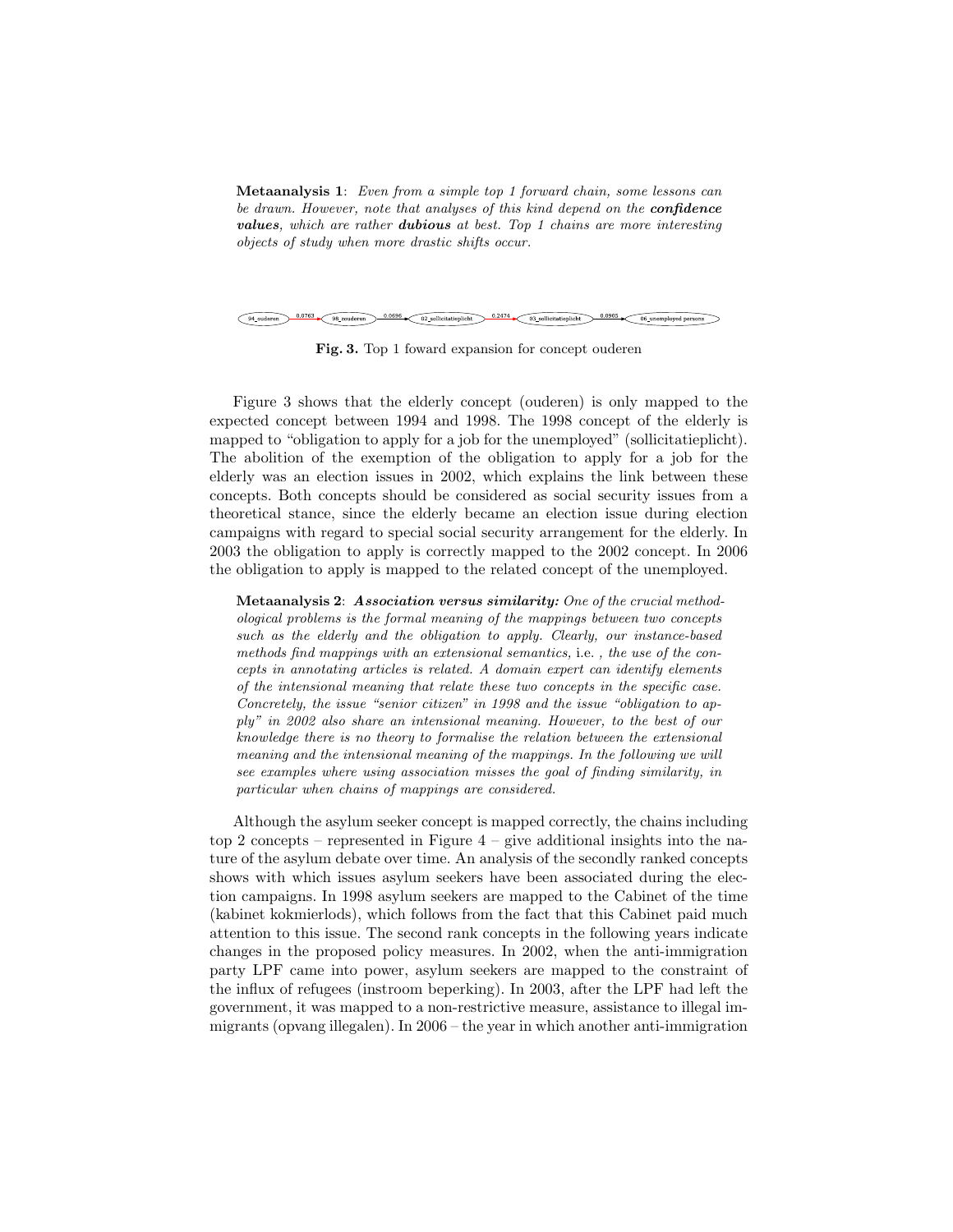**Metaanalysis 1**: *Even from a simple top 1 forward chain, some lessons can be drawn. However, note that analyses of this kind depend on the* ***confidence values****, which are rather* ***dubious*** *at best. Top 1 chains are more interesting objects of study when more drastic shifts occur.*

94_ouderen → 0.0763 → 98_zouderen → 0.0696 → 02_sollicitatieplicht → 0.2474 → 03_sollicitatieplicht → 0.0905 → 06_unemployed persons

**Fig. 3.** Top 1 foward expansion for concept ouderen

Figure 3 shows that the elderly concept (ouderen) is only mapped to the expected concept between 1994 and 1998. The 1998 concept of the elderly is mapped to "obligation to apply for a job for the unemployed" (sollicitatieplicht). The abolition of the exemption of the obligation to apply for a job for the elderly was an election issues in 2002, which explains the link between these concepts. Both concepts should be considered as social security issues from a theoretical stance, since the elderly became an election issue during election campaigns with regard to special social security arrangement for the elderly. In 2003 the obligation to apply is correctly mapped to the 2002 concept. In 2006 the obligation to apply is mapped to the related concept of the unemployed.

**Metaanalysis 2**: ***Association versus similarity:*** *One of the crucial methodological problems is the formal meaning of the mappings between two concepts such as the elderly and the obligation to apply. Clearly, our instance-based methods find mappings with an extensional semantics,* i.e. *, the use of the concepts in annotating articles is related. A domain expert can identify elements of the intensional meaning that relate these two concepts in the specific case. Concretely, the issue "senior citizen" in 1998 and the issue "obligation to apply" in 2002 also share an intensional meaning. However, to the best of our knowledge there is no theory to formalise the relation between the extensional meaning and the intensional meaning of the mappings. In the following we will see examples where using association misses the goal of finding similarity, in particular when chains of mappings are considered.*

Although the asylum seeker concept is mapped correctly, the chains including top 2 concepts – represented in Figure 4 – give additional insights into the nature of the asylum debate over time. An analysis of the secondly ranked concepts shows with which issues asylum seekers have been associated during the election campaigns. In 1998 asylum seekers are mapped to the Cabinet of the time (kabinet kokmierlods), which follows from the fact that this Cabinet paid much attention to this issue. The second rank concepts in the following years indicate changes in the proposed policy measures. In 2002, when the anti-immigration party LPF came into power, asylum seekers are mapped to the constraint of the influx of refugees (instroom beperking). In 2003, after the LPF had left the government, it was mapped to a non-restrictive measure, assistance to illegal immigrants (opvang illegalen). In 2006 – the year in which another anti-immigration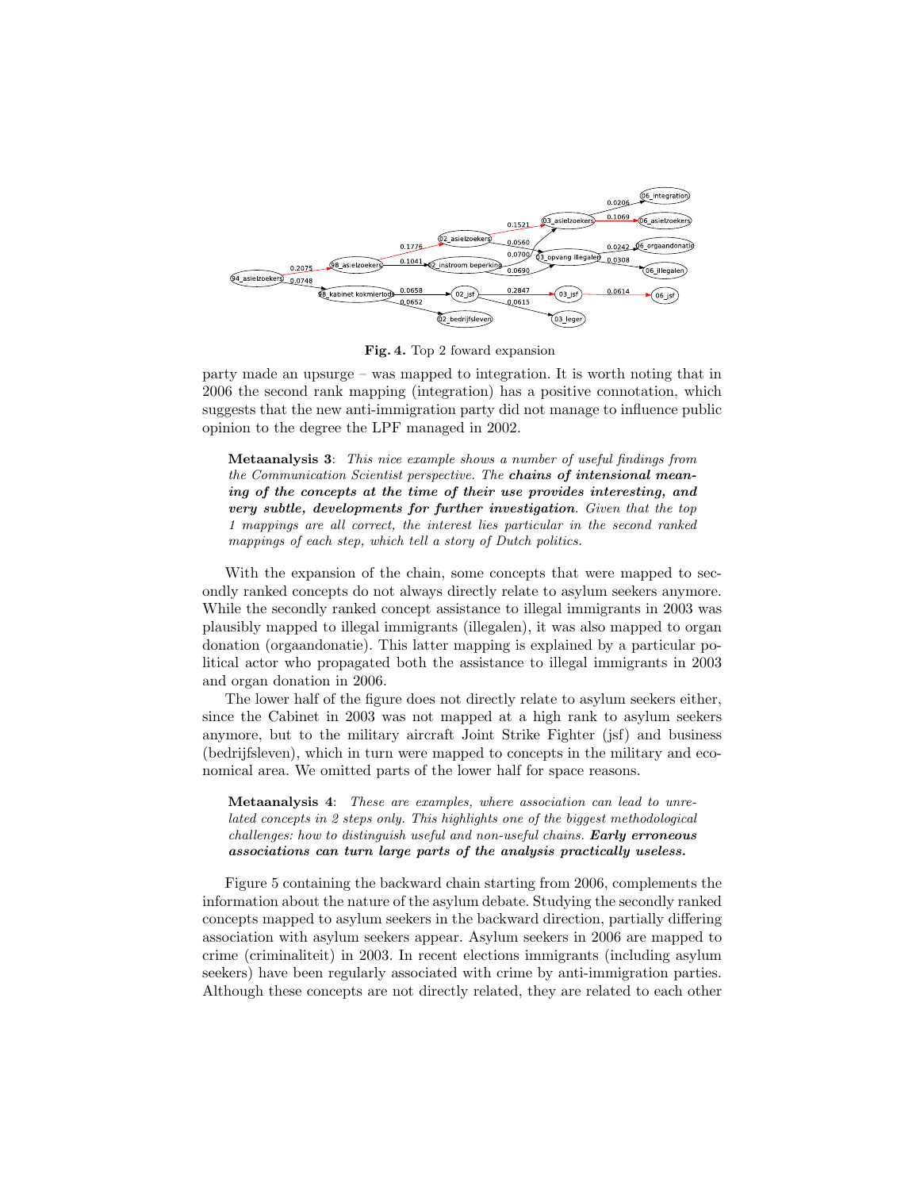**Fig. 4.** Top 2 foward expansion

party made an upsurge – was mapped to integration. It is worth noting that in 2006 the second rank mapping (integration) has a positive connotation, which suggests that the new anti-immigration party did not manage to influence public opinion to the degree the LPF managed in 2002.

> **Metaanalysis 3**: *This nice example shows a number of useful findings from the Communication Scientist perspective. The* ***chains of intensional meaning of the concepts at the time of their use provides interesting, and very subtle, developments for further investigation****. Given that the top 1 mappings are all correct, the interest lies particular in the second ranked mappings of each step, which tell a story of Dutch politics.*

With the expansion of the chain, some concepts that were mapped to secondly ranked concepts do not always directly relate to asylum seekers anymore. While the secondly ranked concept assistance to illegal immigrants in 2003 was plausibly mapped to illegal immigrants (illegalen), it was also mapped to organ donation (orgaandonatie). This latter mapping is explained by a particular political actor who propagated both the assistance to illegal immigrants in 2003 and organ donation in 2006.

The lower half of the figure does not directly relate to asylum seekers either, since the Cabinet in 2003 was not mapped at a high rank to asylum seekers anymore, but to the military aircraft Joint Strike Fighter (jsf) and business (bedrijfsleven), which in turn were mapped to concepts in the military and economical area. We omitted parts of the lower half for space reasons.

> **Metaanalysis 4**: *These are examples, where association can lead to unrelated concepts in 2 steps only. This highlights one of the biggest methodological challenges: how to distinguish useful and non-useful chains.* ***Early erroneous associations can turn large parts of the analysis practically useless.***

Figure 5 containing the backward chain starting from 2006, complements the information about the nature of the asylum debate. Studying the secondly ranked concepts mapped to asylum seekers in the backward direction, partially differing association with asylum seekers appear. Asylum seekers in 2006 are mapped to crime (criminaliteit) in 2003. In recent elections immigrants (including asylum seekers) have been regularly associated with crime by anti-immigration parties. Although these concepts are not directly related, they are related to each other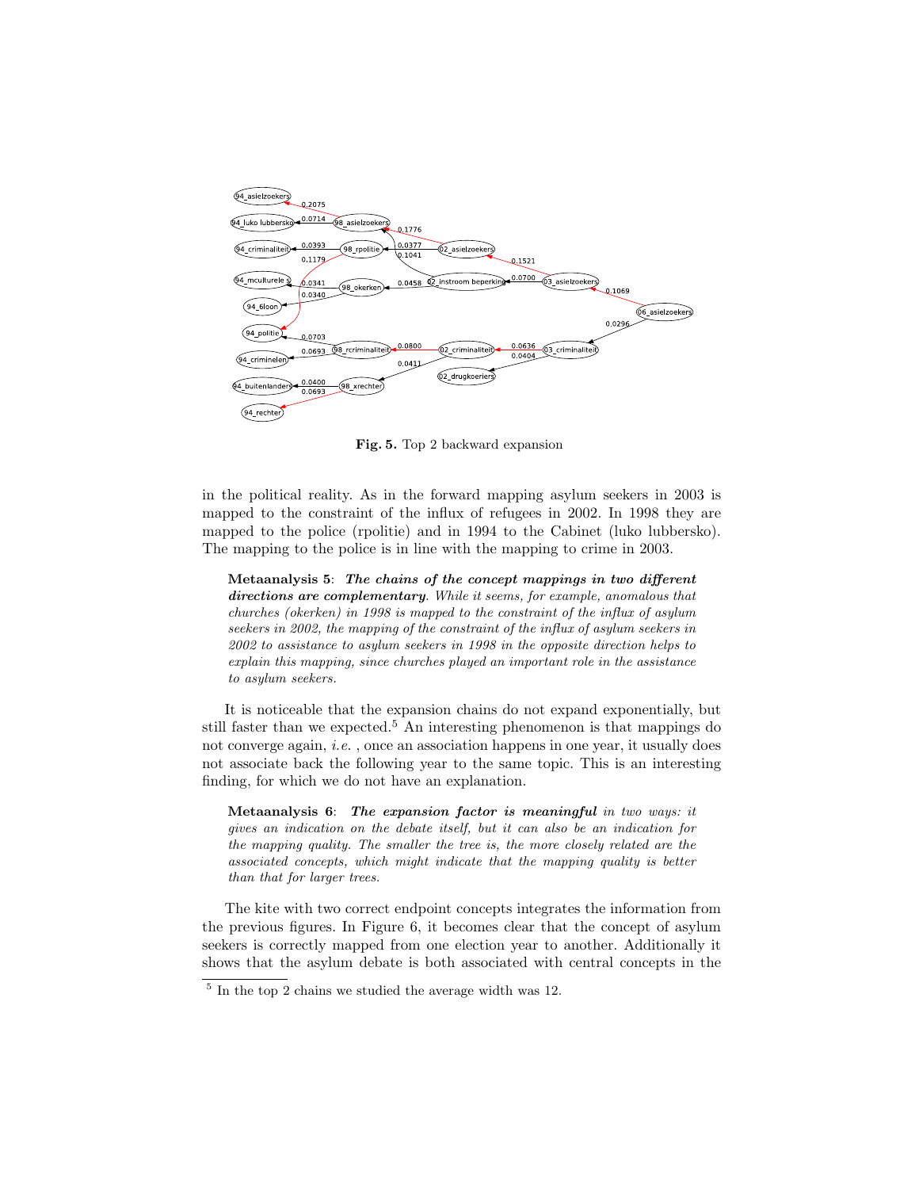**Fig. 5.** Top 2 backward expansion

in the political reality. As in the forward mapping asylum seekers in 2003 is mapped to the constraint of the influx of refugees in 2002. In 1998 they are mapped to the police (rpolitie) and in 1994 to the Cabinet (luko lubbersko). The mapping to the police is in line with the mapping to crime in 2003.

> **Metaanalysis 5**: ***The chains of the concept mappings in two different directions are complementary****. While it seems, for example, anomalous that churches (okerken) in 1998 is mapped to the constraint of the influx of asylum seekers in 2002, the mapping of the constraint of the influx of asylum seekers in 2002 to assistance to asylum seekers in 1998 in the opposite direction helps to explain this mapping, since churches played an important role in the assistance to asylum seekers.*

It is noticeable that the expansion chains do not expand exponentially, but still faster than we expected.[5] An interesting phenomenon is that mappings do not converge again, *i.e.* , once an association happens in one year, it usually does not associate back the following year to the same topic. This is an interesting finding, for which we do not have an explanation.

> **Metaanalysis 6**: ***The expansion factor is meaningful*** *in two ways: it gives an indication on the debate itself, but it can also be an indication for the mapping quality. The smaller the tree is, the more closely related are the associated concepts, which might indicate that the mapping quality is better than that for larger trees.*

The kite with two correct endpoint concepts integrates the information from the previous figures. In Figure 6, it becomes clear that the concept of asylum seekers is correctly mapped from one election year to another. Additionally it shows that the asylum debate is both associated with central concepts in the

[5] In the top 2 chains we studied the average width was 12.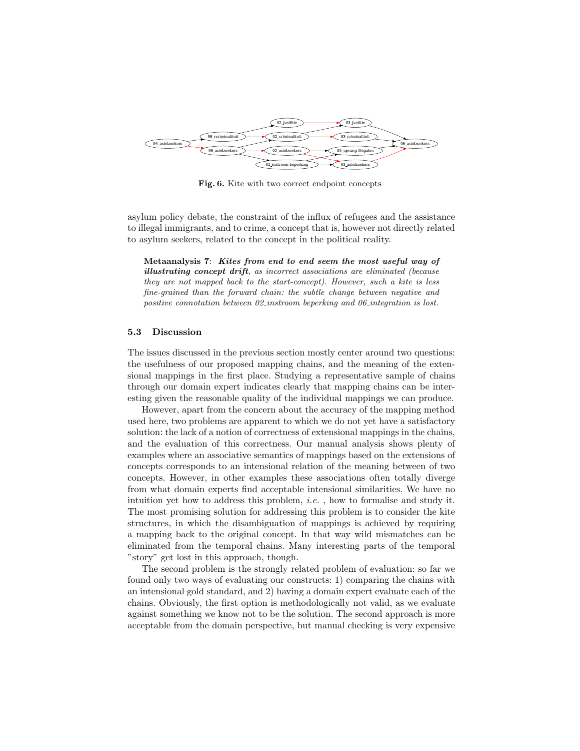**Fig. 6.** Kite with two correct endpoint concepts

asylum policy debate, the constraint of the influx of refugees and the assistance to illegal immigrants, and to crime, a concept that is, however not directly related to asylum seekers, related to the concept in the political reality.

> **Metaanalysis 7**: ***Kites from end to end seem the most useful way of illustrating concept drift****, as incorrect associations are eliminated (because they are not mapped back to the start-concept). However, such a kite is less fine-grained than the forward chain: the subtle change between negative and positive connotation between 02_instroom beperking and 06_integration is lost.*

### 5.3 Discussion

The issues discussed in the previous section mostly center around two questions: the usefulness of our proposed mapping chains, and the meaning of the extensional mappings in the first place. Studying a representative sample of chains through our domain expert indicates clearly that mapping chains can be interesting given the reasonable quality of the individual mappings we can produce.

However, apart from the concern about the accuracy of the mapping method used here, two problems are apparent to which we do not yet have a satisfactory solution: the lack of a notion of correctness of extensional mappings in the chains, and the evaluation of this correctness. Our manual analysis shows plenty of examples where an associative semantics of mappings based on the extensions of concepts corresponds to an intensional relation of the meaning between of two concepts. However, in other examples these associations often totally diverge from what domain experts find acceptable intensional similarities. We have no intuition yet how to address this problem, *i.e.* , how to formalise and study it. The most promising solution for addressing this problem is to consider the kite structures, in which the disambiguation of mappings is achieved by requiring a mapping back to the original concept. In that way wild mismatches can be eliminated from the temporal chains. Many interesting parts of the temporal "story" get lost in this approach, though.

The second problem is the strongly related problem of evaluation: so far we found only two ways of evaluating our constructs: 1) comparing the chains with an intensional gold standard, and 2) having a domain expert evaluate each of the chains. Obviously, the first option is methodologically not valid, as we evaluate against something we know not to be the solution. The second approach is more acceptable from the domain perspective, but manual checking is very expensive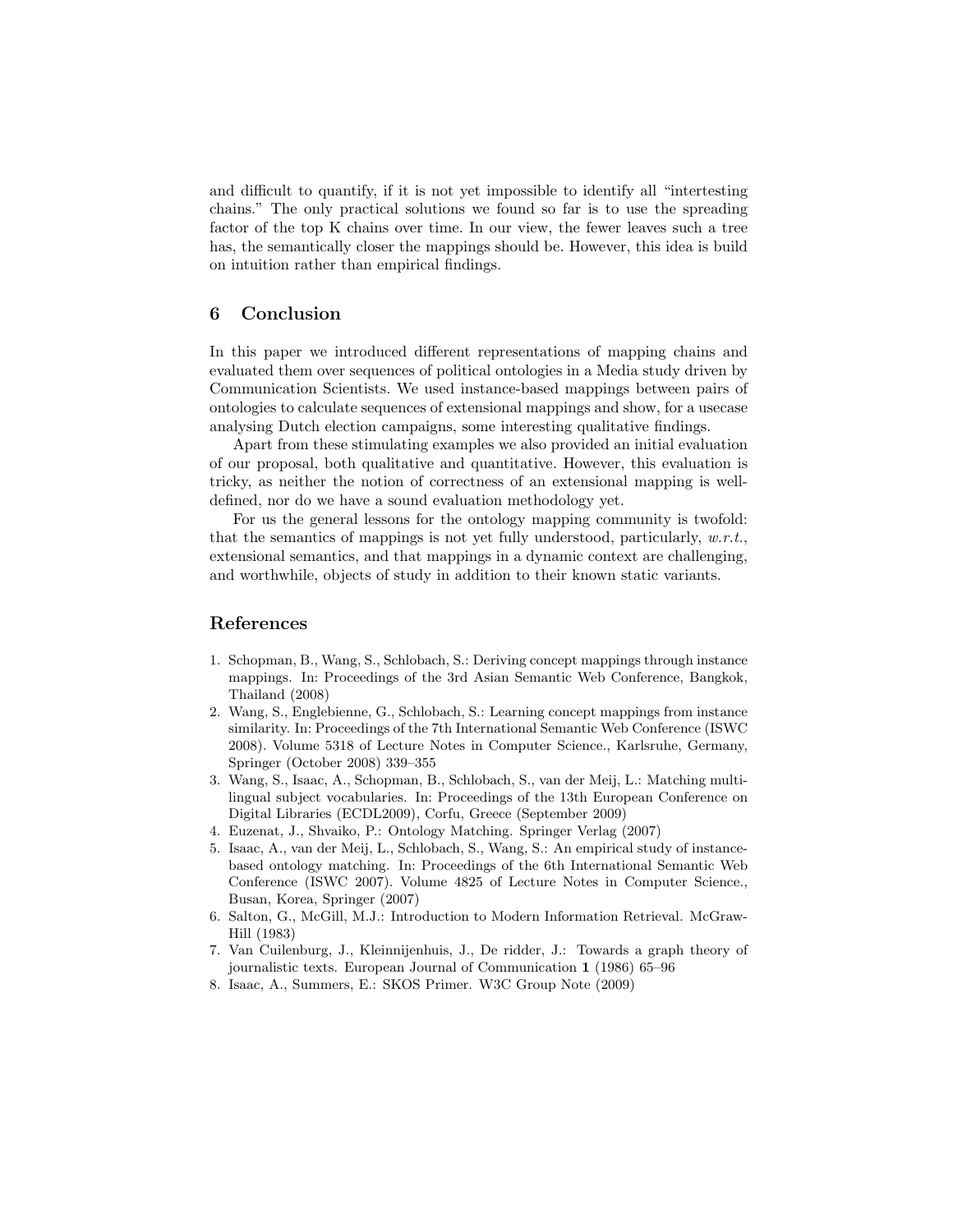and difficult to quantify, if it is not yet impossible to identify all "intertesting chains." The only practical solutions we found so far is to use the spreading factor of the top K chains over time. In our view, the fewer leaves such a tree has, the semantically closer the mappings should be. However, this idea is build on intuition rather than empirical findings.

## 6 Conclusion

In this paper we introduced different representations of mapping chains and evaluated them over sequences of political ontologies in a Media study driven by Communication Scientists. We used instance-based mappings between pairs of ontologies to calculate sequences of extensional mappings and show, for a usecase analysing Dutch election campaigns, some interesting qualitative findings.

Apart from these stimulating examples we also provided an initial evaluation of our proposal, both qualitative and quantitative. However, this evaluation is tricky, as neither the notion of correctness of an extensional mapping is well-defined, nor do we have a sound evaluation methodology yet.

For us the general lessons for the ontology mapping community is twofold: that the semantics of mappings is not yet fully understood, particularly, *w.r.t.*, extensional semantics, and that mappings in a dynamic context are challenging, and worthwhile, objects of study in addition to their known static variants.

## References

1. Schopman, B., Wang, S., Schlobach, S.: Deriving concept mappings through instance mappings. In: Proceedings of the 3rd Asian Semantic Web Conference, Bangkok, Thailand (2008)
2. Wang, S., Englebienne, G., Schlobach, S.: Learning concept mappings from instance similarity. In: Proceedings of the 7th International Semantic Web Conference (ISWC 2008). Volume 5318 of Lecture Notes in Computer Science., Karlsruhe, Germany, Springer (October 2008) 339–355
3. Wang, S., Isaac, A., Schopman, B., Schlobach, S., van der Meij, L.: Matching multi-lingual subject vocabularies. In: Proceedings of the 13th European Conference on Digital Libraries (ECDL2009), Corfu, Greece (September 2009)
4. Euzenat, J., Shvaiko, P.: Ontology Matching. Springer Verlag (2007)
5. Isaac, A., van der Meij, L., Schlobach, S., Wang, S.: An empirical study of instance-based ontology matching. In: Proceedings of the 6th International Semantic Web Conference (ISWC 2007). Volume 4825 of Lecture Notes in Computer Science., Busan, Korea, Springer (2007)
6. Salton, G., McGill, M.J.: Introduction to Modern Information Retrieval. McGraw-Hill (1983)
7. Van Cuilenburg, J., Kleinnijenhuis, J., De ridder, J.: Towards a graph theory of journalistic texts. European Journal of Communication **1** (1986) 65–96
8. Isaac, A., Summers, E.: SKOS Primer. W3C Group Note (2009)